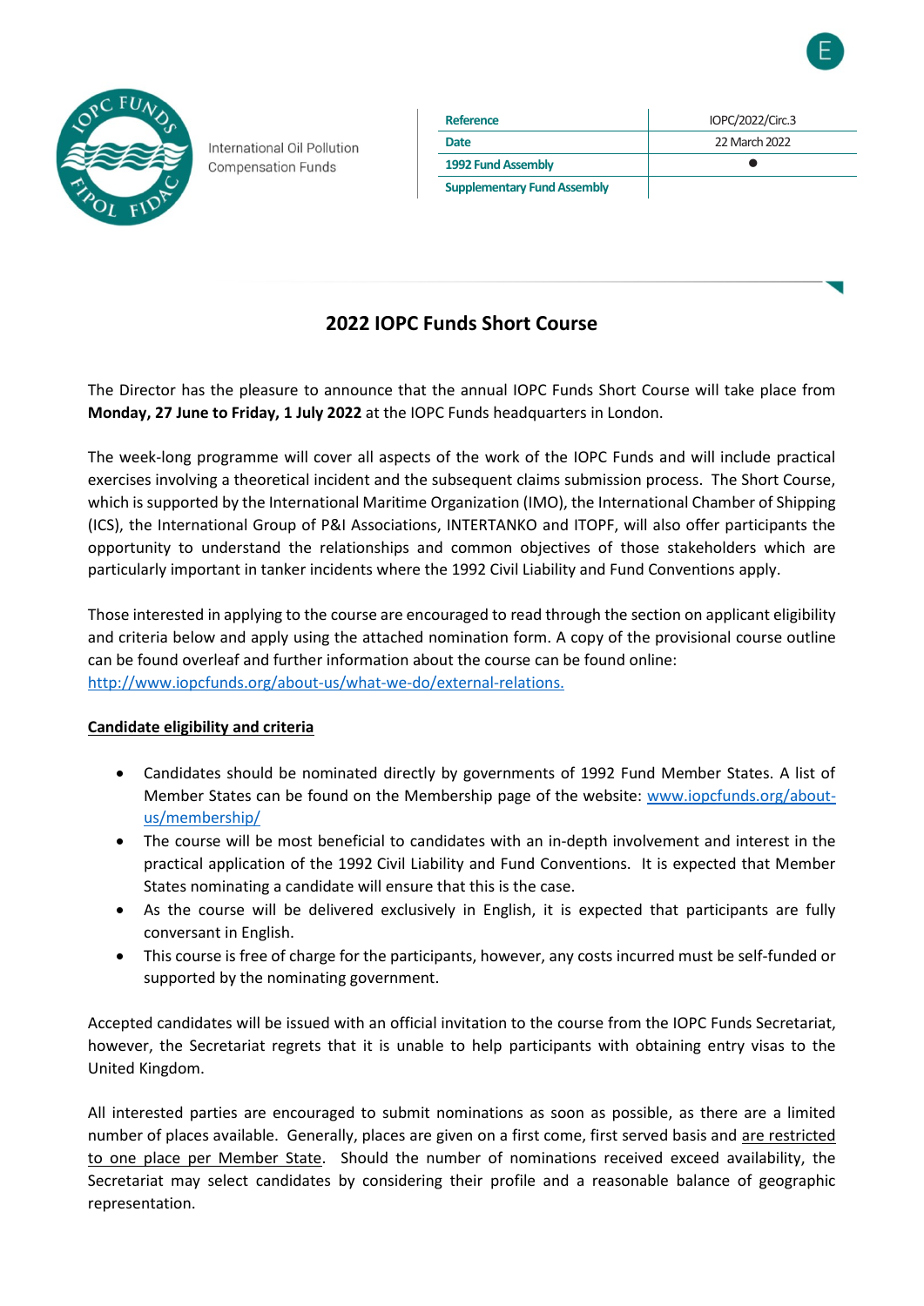International Oil Pollution Compensation Funds

| Reference | IOPC/2022/Circ.3 |
| --- | --- |
| Date | 22 March 2022 |
| 1992 Fund Assembly | ● |
| Supplementary Fund Assembly | |

# 2022 IOPC Funds Short Course

The Director has the pleasure to announce that the annual IOPC Funds Short Course will take place from **Monday, 27 June to Friday, 1 July 2022** at the IOPC Funds headquarters in London.

The week-long programme will cover all aspects of the work of the IOPC Funds and will include practical exercises involving a theoretical incident and the subsequent claims submission process. The Short Course, which is supported by the International Maritime Organization (IMO), the International Chamber of Shipping (ICS), the International Group of P&I Associations, INTERTANKO and ITOPF, will also offer participants the opportunity to understand the relationships and common objectives of those stakeholders which are particularly important in tanker incidents where the 1992 Civil Liability and Fund Conventions apply.

Those interested in applying to the course are encouraged to read through the section on applicant eligibility and criteria below and apply using the attached nomination form. A copy of the provisional course outline can be found overleaf and further information about the course can be found online: http://www.iopcfunds.org/about-us/what-we-do/external-relations.

**Candidate eligibility and criteria**

- Candidates should be nominated directly by governments of 1992 Fund Member States. A list of Member States can be found on the Membership page of the website: www.iopcfunds.org/about-us/membership/
- The course will be most beneficial to candidates with an in-depth involvement and interest in the practical application of the 1992 Civil Liability and Fund Conventions. It is expected that Member States nominating a candidate will ensure that this is the case.
- As the course will be delivered exclusively in English, it is expected that participants are fully conversant in English.
- This course is free of charge for the participants, however, any costs incurred must be self-funded or supported by the nominating government.

Accepted candidates will be issued with an official invitation to the course from the IOPC Funds Secretariat, however, the Secretariat regrets that it is unable to help participants with obtaining entry visas to the United Kingdom.

All interested parties are encouraged to submit nominations as soon as possible, as there are a limited number of places available. Generally, places are given on a first come, first served basis and are restricted to one place per Member State. Should the number of nominations received exceed availability, the Secretariat may select candidates by considering their profile and a reasonable balance of geographic representation.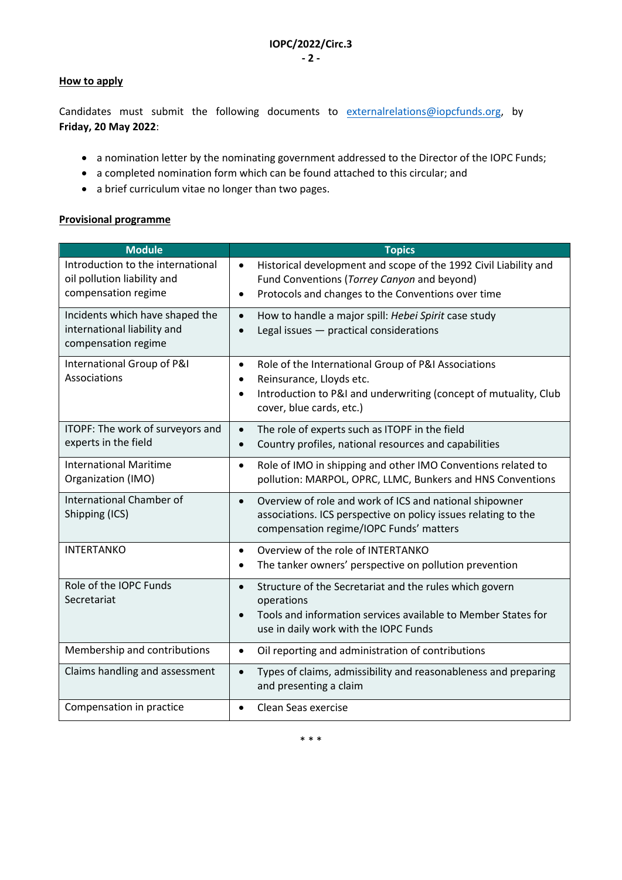**How to apply**

Candidates must submit the following documents to externalrelations@iopcfunds.org, by **Friday, 20 May 2022**:

- a nomination letter by the nominating government addressed to the Director of the IOPC Funds;
- a completed nomination form which can be found attached to this circular; and
- a brief curriculum vitae no longer than two pages.

**Provisional programme**

| Module | Topics |
| --- | --- |
| Introduction to the international oil pollution liability and compensation regime | • Historical development and scope of the 1992 Civil Liability and Fund Conventions (*Torrey Canyon* and beyond)<br>• Protocols and changes to the Conventions over time |
| Incidents which have shaped the international liability and compensation regime | • How to handle a major spill: *Hebei Spirit* case study<br>• Legal issues — practical considerations |
| International Group of P&I Associations | • Role of the International Group of P&I Associations<br>• Reinsurance, Lloyds etc.<br>• Introduction to P&I and underwriting (concept of mutuality, Club cover, blue cards, etc.) |
| ITOPF: The work of surveyors and experts in the field | • The role of experts such as ITOPF in the field<br>• Country profiles, national resources and capabilities |
| International Maritime Organization (IMO) | • Role of IMO in shipping and other IMO Conventions related to pollution: MARPOL, OPRC, LLMC, Bunkers and HNS Conventions |
| International Chamber of Shipping (ICS) | • Overview of role and work of ICS and national shipowner associations. ICS perspective on policy issues relating to the compensation regime/IOPC Funds' matters |
| INTERTANKO | • Overview of the role of INTERTANKO<br>• The tanker owners' perspective on pollution prevention |
| Role of the IOPC Funds Secretariat | • Structure of the Secretariat and the rules which govern operations<br>• Tools and information services available to Member States for use in daily work with the IOPC Funds |
| Membership and contributions | • Oil reporting and administration of contributions |
| Claims handling and assessment | • Types of claims, admissibility and reasonableness and preparing and presenting a claim |
| Compensation in practice | • Clean Seas exercise |

\* \* \*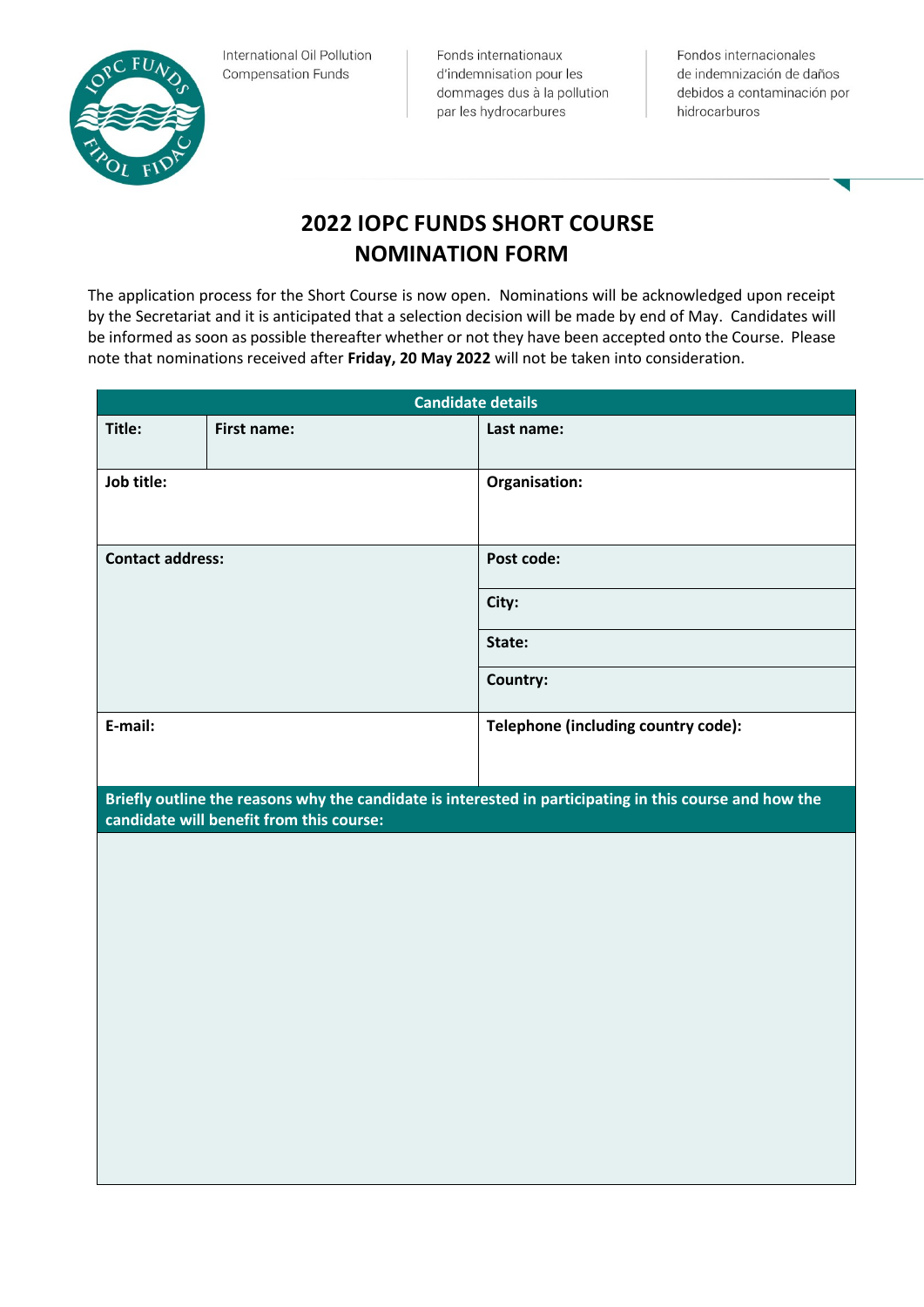International Oil Pollution Compensation Funds

Fonds internationaux d'indemnisation pour les dommages dus à la pollution par les hydrocarbures

Fondos internacionales de indemnización de daños debidos a contaminación por hidrocarburos

# 2022 IOPC FUNDS SHORT COURSE NOMINATION FORM

The application process for the Short Course is now open. Nominations will be acknowledged upon receipt by the Secretariat and it is anticipated that a selection decision will be made by end of May. Candidates will be informed as soon as possible thereafter whether or not they have been accepted onto the Course. Please note that nominations received after **Friday, 20 May 2022** will not be taken into consideration.

| **Candidate details** | | |
|---|---|---|
| **Title:** | **First name:** | **Last name:** |
| **Job title:** | | **Organisation:** |
| **Contact address:** | | **Post code:** |
| | | **City:** |
| | | **State:** |
| | | **Country:** |
| **E-mail:** | | **Telephone (including country code):** |

| **Briefly outline the reasons why the candidate is interested in participating in this course and how the candidate will benefit from this course:** |
|---|
| |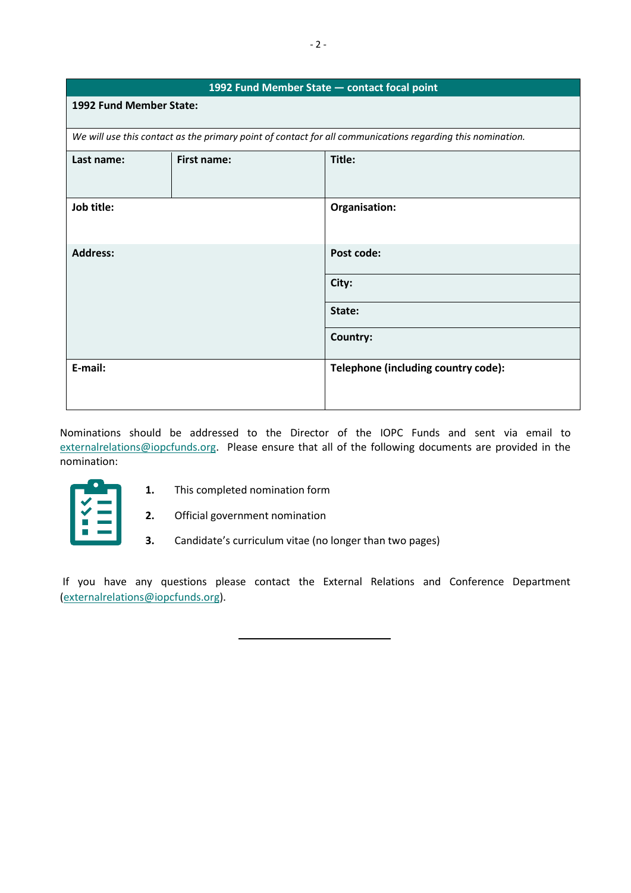| 1992 Fund Member State — contact focal point | | |
|---|---|---|
| **1992 Fund Member State:** | | |
| *We will use this contact as the primary point of contact for all communications regarding this nomination.* | | |
| **Last name:** | **First name:** | **Title:** |
| **Job title:** | | **Organisation:** |
| **Address:** | | **Post code:** |
| | | **City:** |
| | | **State:** |
| | | **Country:** |
| **E-mail:** | | **Telephone (including country code):** |

Nominations should be addressed to the Director of the IOPC Funds and sent via email to externalrelations@iopcfunds.org. Please ensure that all of the following documents are provided in the nomination:

1. This completed nomination form
2. Official government nomination
3. Candidate's curriculum vitae (no longer than two pages)

If you have any questions please contact the External Relations and Conference Department (externalrelations@iopcfunds.org).